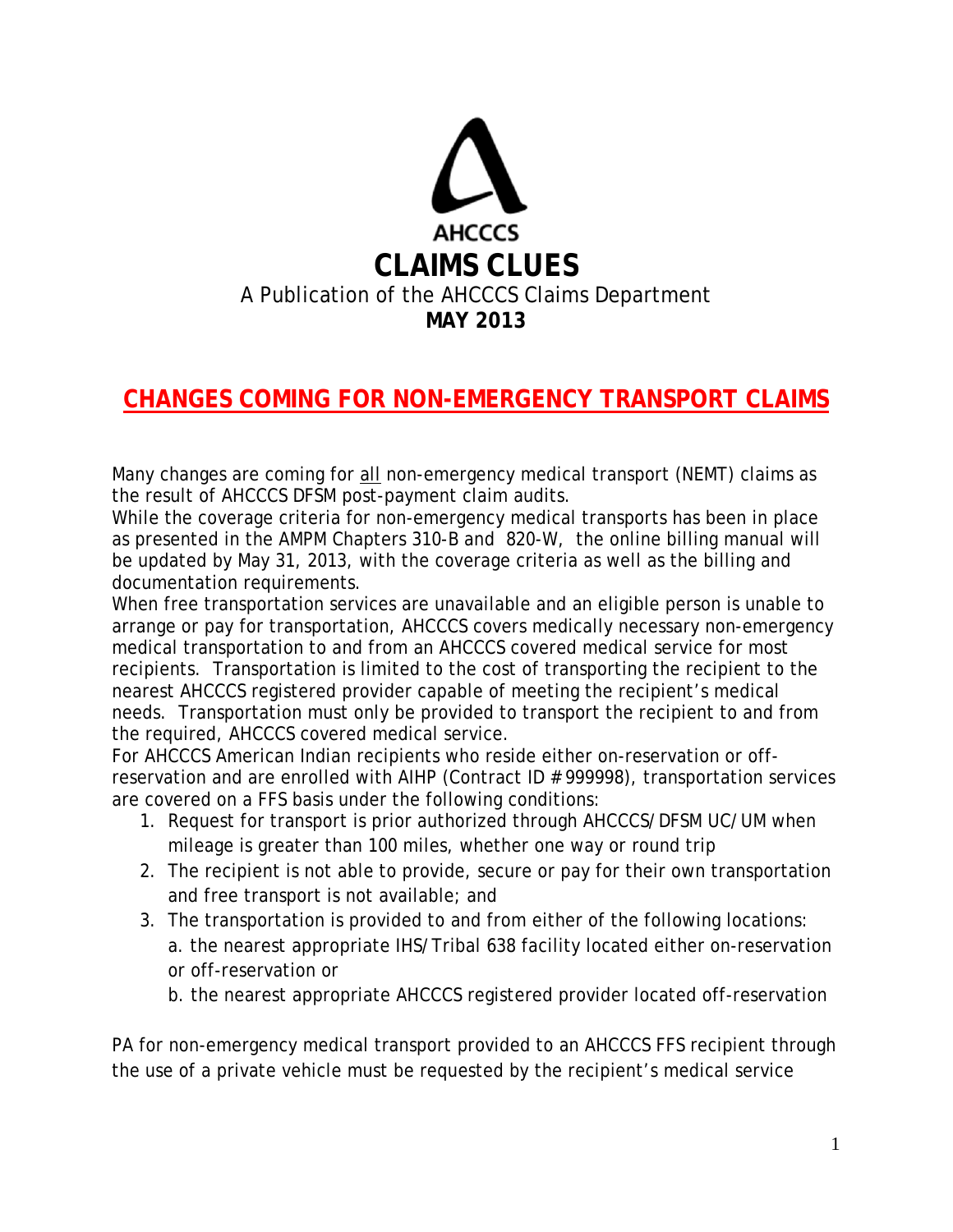AHCCCS

# CLAIMS CLUES

A Publication of the AHCCCS Claims Department

**MAY 2013**

## CHANGES COMING FOR NON-EMERGENCY TRANSPORT CLAIMS

Many changes are coming for all non-emergency medical transport (NEMT) claims as the result of AHCCCS DFSM post-payment claim audits.

While the coverage criteria for non-emergency medical transports has been in place as presented in the AMPM Chapters 310-B and 820-W, the online billing manual will be updated by May 31, 2013, with the coverage criteria as well as the billing and documentation requirements.

When free transportation services are unavailable and an eligible person is unable to arrange or pay for transportation, AHCCCS covers medically necessary non-emergency medical transportation to and from an AHCCCS covered medical service for most recipients. Transportation is limited to the cost of transporting the recipient to the nearest AHCCCS registered provider capable of meeting the recipient's medical needs. Transportation must only be provided to transport the recipient to and from the required, AHCCCS covered medical service.

For AHCCCS American Indian recipients who reside either on-reservation or off-reservation and are enrolled with AIHP (Contract ID # 999998), transportation services are covered on a FFS basis under the following conditions:

1. Request for transport is prior authorized through AHCCCS/DFSM UC/UM when mileage is greater than 100 miles, whether one way or round trip
2. The recipient is not able to provide, secure or pay for their own transportation and free transport is not available; and
3. The transportation is provided to and from either of the following locations:
   a. the nearest appropriate IHS/Tribal 638 facility located either on-reservation or off-reservation or
   b. the nearest appropriate AHCCCS registered provider located off-reservation

PA for non-emergency medical transport provided to an AHCCCS FFS recipient through the use of a private vehicle must be requested by the recipient's medical service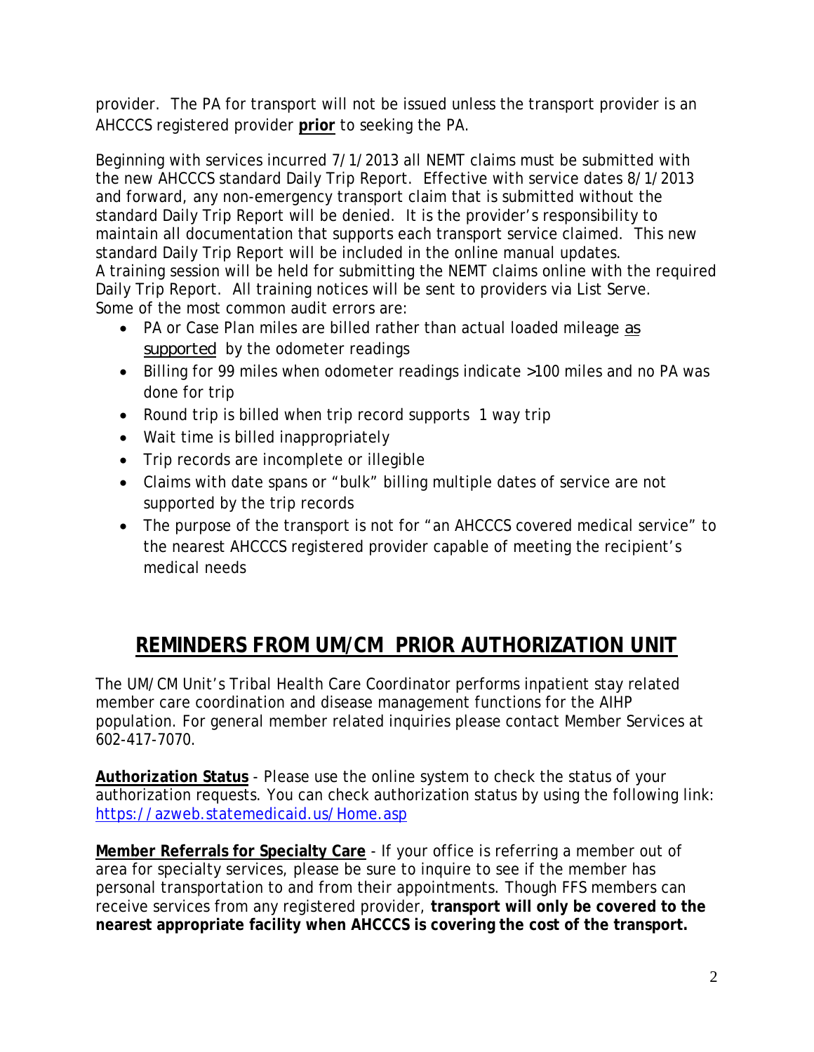provider. The PA for transport will not be issued unless the transport provider is an AHCCCS registered provider **prior** to seeking the PA.

Beginning with services incurred 7/1/2013 all NEMT claims must be submitted with the new AHCCCS standard Daily Trip Report. Effective with service dates 8/1/2013 and forward, any non-emergency transport claim that is submitted without the standard Daily Trip Report will be denied. It is the provider's responsibility to maintain all documentation that supports each transport service claimed. This new standard Daily Trip Report will be included in the online manual updates.
A training session will be held for submitting the NEMT claims online with the required Daily Trip Report. All training notices will be sent to providers via List Serve.
Some of the most common audit errors are:

- PA or Case Plan miles are billed rather than actual loaded mileage as supported by the odometer readings
- Billing for 99 miles when odometer readings indicate >100 miles and no PA was done for trip
- Round trip is billed when trip record supports 1 way trip
- Wait time is billed inappropriately
- Trip records are incomplete or illegible
- Claims with date spans or "bulk" billing multiple dates of service are not supported by the trip records
- The purpose of the transport is not for "an AHCCCS covered medical service" to the nearest AHCCCS registered provider capable of meeting the recipient's medical needs

## REMINDERS FROM UM/CM PRIOR AUTHORIZATION UNIT

The UM/CM Unit's Tribal Health Care Coordinator performs inpatient stay related member care coordination and disease management functions for the AIHP population. For general member related inquiries please contact Member Services at 602-417-7070.

**Authorization Status** - Please use the online system to check the status of your authorization requests. You can check authorization status by using the following link: https://azweb.statemedicaid.us/Home.asp

**Member Referrals for Specialty Care** - If your office is referring a member out of area for specialty services, please be sure to inquire to see if the member has personal transportation to and from their appointments. Though FFS members can receive services from any registered provider, **transport will only be covered to the nearest appropriate facility when AHCCCS is covering the cost of the transport.**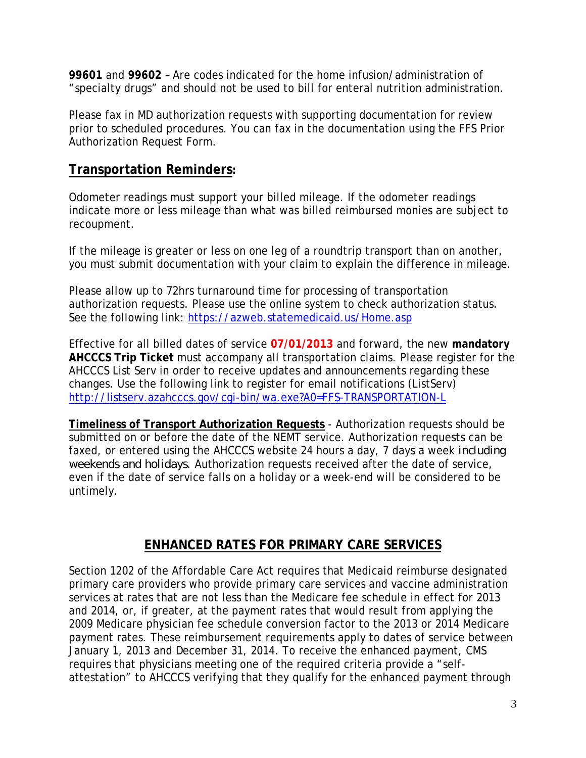**99601** and **99602** – Are codes indicated for the home infusion/administration of "specialty drugs" and should not be used to bill for enteral nutrition administration.

Please fax in MD authorization requests with supporting documentation for review prior to scheduled procedures. You can fax in the documentation using the FFS Prior Authorization Request Form.

## Transportation Reminders:

Odometer readings must support your billed mileage. If the odometer readings indicate more or less mileage than what was billed reimbursed monies are subject to recoupment.

If the mileage is greater or less on one leg of a roundtrip transport than on another, you must submit documentation with your claim to explain the difference in mileage.

Please allow up to 72hrs turnaround time for processing of transportation authorization requests. Please use the online system to check authorization status. See the following link: [https://azweb.statemedicaid.us/Home.asp](https://azweb.statemedicaid.us/Home.asp)

Effective for all billed dates of service **07/01/2013** and forward, the new **mandatory AHCCCS Trip Ticket** must accompany all transportation claims. Please register for the AHCCCS List Serv in order to receive updates and announcements regarding these changes. Use the following link to register for email notifications (ListServ) [http://listserv.azahcccs.gov/cgi-bin/wa.exe?A0=FFS-TRANSPORTATION-L](http://listserv.azahcccs.gov/cgi-bin/wa.exe?A0=FFS-TRANSPORTATION-L)

**Timeliness of Transport Authorization Requests** - Authorization requests should be submitted on or before the date of the NEMT service. Authorization requests can be faxed, or entered using the AHCCCS website 24 hours a day, 7 days a week including weekends and holidays. Authorization requests received after the date of service, even if the date of service falls on a holiday or a week-end will be considered to be untimely.

## ENHANCED RATES FOR PRIMARY CARE SERVICES

Section 1202 of the Affordable Care Act requires that Medicaid reimburse designated primary care providers who provide primary care services and vaccine administration services at rates that are not less than the Medicare fee schedule in effect for 2013 and 2014, or, if greater, at the payment rates that would result from applying the 2009 Medicare physician fee schedule conversion factor to the 2013 or 2014 Medicare payment rates. These reimbursement requirements apply to dates of service between January 1, 2013 and December 31, 2014. To receive the enhanced payment, CMS requires that physicians meeting one of the required criteria provide a "self-attestation" to AHCCCS verifying that they qualify for the enhanced payment through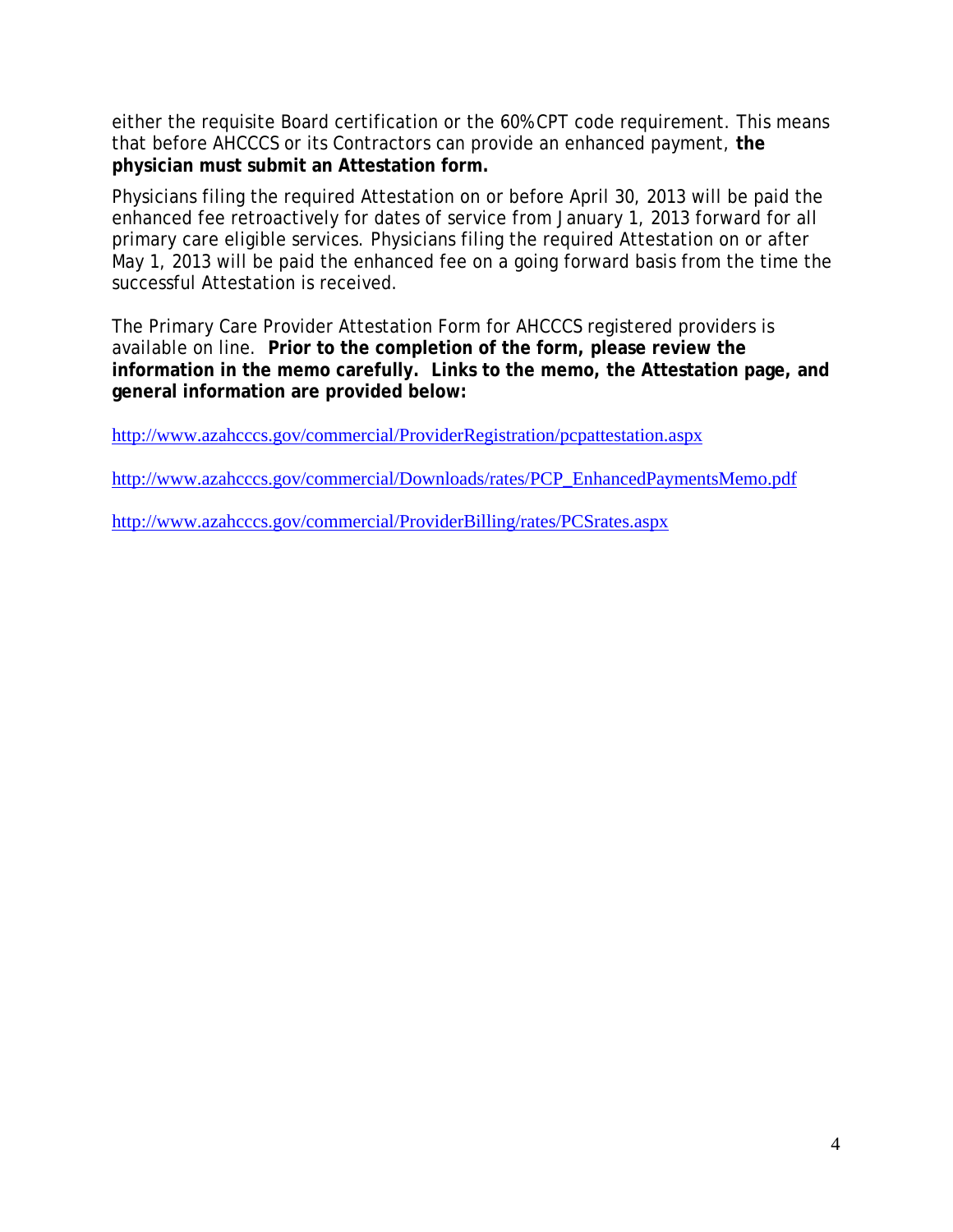either the requisite Board certification or the 60% CPT code requirement. This means that before AHCCCS or its Contractors can provide an enhanced payment, **the physician must submit an Attestation form.**

Physicians filing the required Attestation on or before April 30, 2013 will be paid the enhanced fee retroactively for dates of service from January 1, 2013 forward for all primary care eligible services. Physicians filing the required Attestation on or after May 1, 2013 will be paid the enhanced fee on a going forward basis from the time the successful Attestation is received.

The Primary Care Provider Attestation Form for AHCCCS registered providers is available on line. **Prior to the completion of the form, please review the information in the memo carefully. Links to the memo, the Attestation page, and general information are provided below:**

http://www.azahcccs.gov/commercial/ProviderRegistration/pcpattestation.aspx

http://www.azahcccs.gov/commercial/Downloads/rates/PCP_EnhancedPaymentsMemo.pdf

http://www.azahcccs.gov/commercial/ProviderBilling/rates/PCSrates.aspx